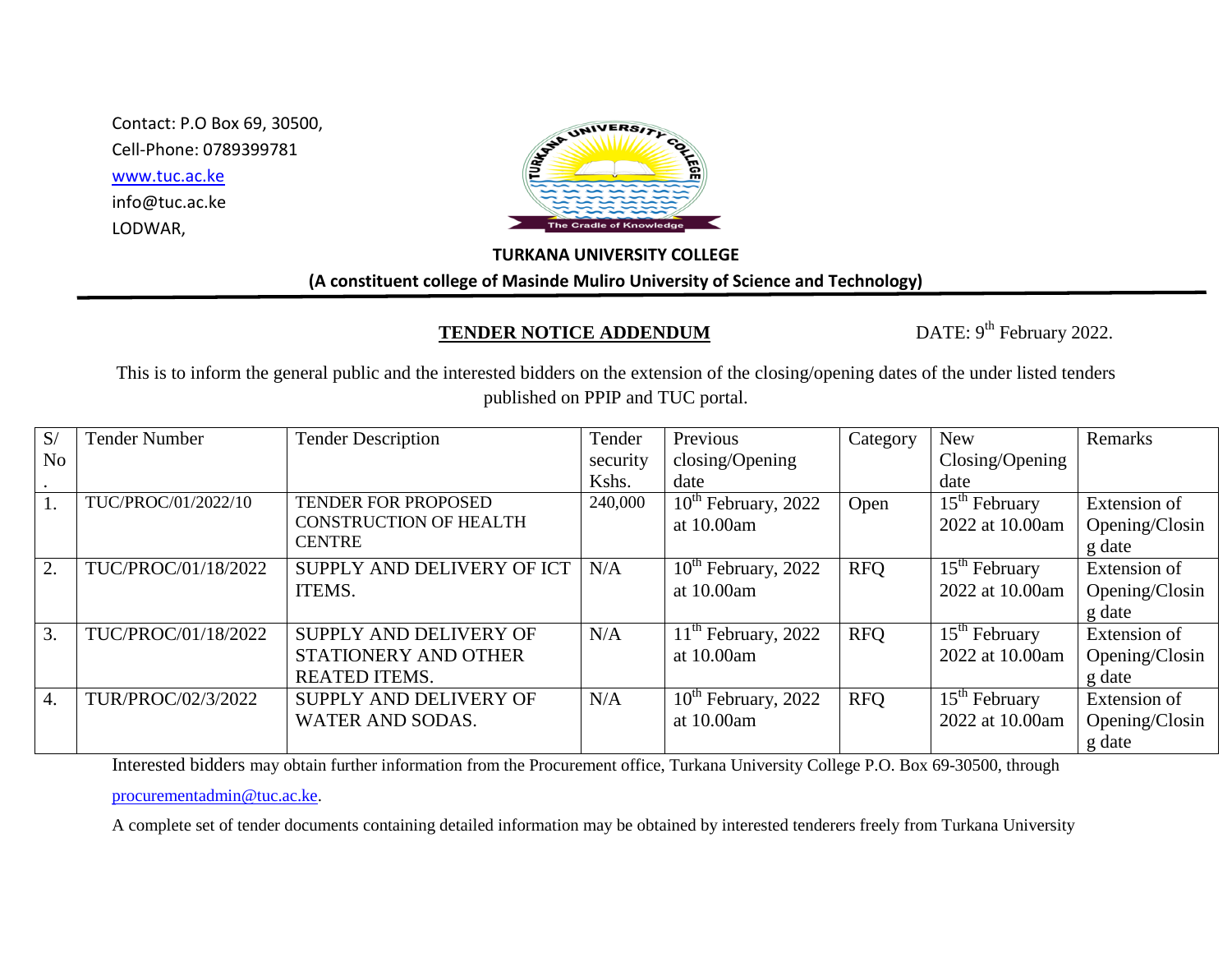Contact: P.O Box 69, 30500,
Cell-Phone: 0789399781
www.tuc.ac.ke
info@tuc.ac.ke
LODWAR,

**TURKANA UNIVERSITY COLLEGE**

**(A constituent college of Masinde Muliro University of Science and Technology)**

**TENDER NOTICE ADDENDUM** DATE: 9th February 2022.

This is to inform the general public and the interested bidders on the extension of the closing/opening dates of the under listed tenders published on PPIP and TUC portal.

| S/ No. | Tender Number | Tender Description | Tender security Kshs. | Previous closing/Opening date | Category | New Closing/Opening date | Remarks |
|---|---|---|---|---|---|---|---|
| 1. | TUC/PROC/01/2022/10 | TENDER FOR PROPOSED CONSTRUCTION OF HEALTH CENTRE | 240,000 | 10th February, 2022 at 10.00am | Open | 15th February 2022 at 10.00am | Extension of Opening/Closing date |
| 2. | TUC/PROC/01/18/2022 | SUPPLY AND DELIVERY OF ICT ITEMS. | N/A | 10th February, 2022 at 10.00am | RFQ | 15th February 2022 at 10.00am | Extension of Opening/Closing date |
| 3. | TUC/PROC/01/18/2022 | SUPPLY AND DELIVERY OF STATIONERY AND OTHER REATED ITEMS. | N/A | 11th February, 2022 at 10.00am | RFQ | 15th February 2022 at 10.00am | Extension of Opening/Closing date |
| 4. | TUR/PROC/02/3/2022 | SUPPLY AND DELIVERY OF WATER AND SODAS. | N/A | 10th February, 2022 at 10.00am | RFQ | 15th February 2022 at 10.00am | Extension of Opening/Closing date |

Interested bidders may obtain further information from the Procurement office, Turkana University College P.O. Box 69-30500, through procurementadmin@tuc.ac.ke.

A complete set of tender documents containing detailed information may be obtained by interested tenderers freely from Turkana University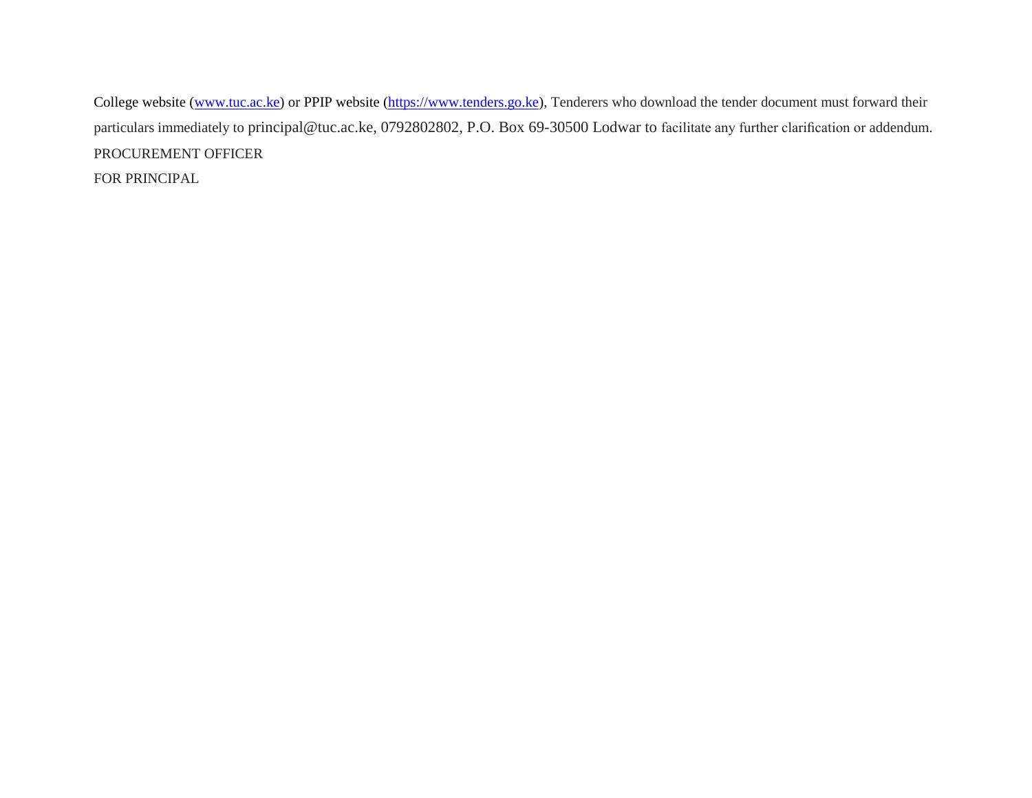College website ([www.tuc.ac.ke](www.tuc.ac.ke)) or PPIP website ([https://www.tenders.go.ke](https://www.tenders.go.ke)), Tenderers who download the tender document must forward their particulars immediately to principal@tuc.ac.ke, 0792802802, P.O. Box 69-30500 Lodwar to facilitate any further clarification or addendum.

PROCUREMENT OFFICER

FOR PRINCIPAL